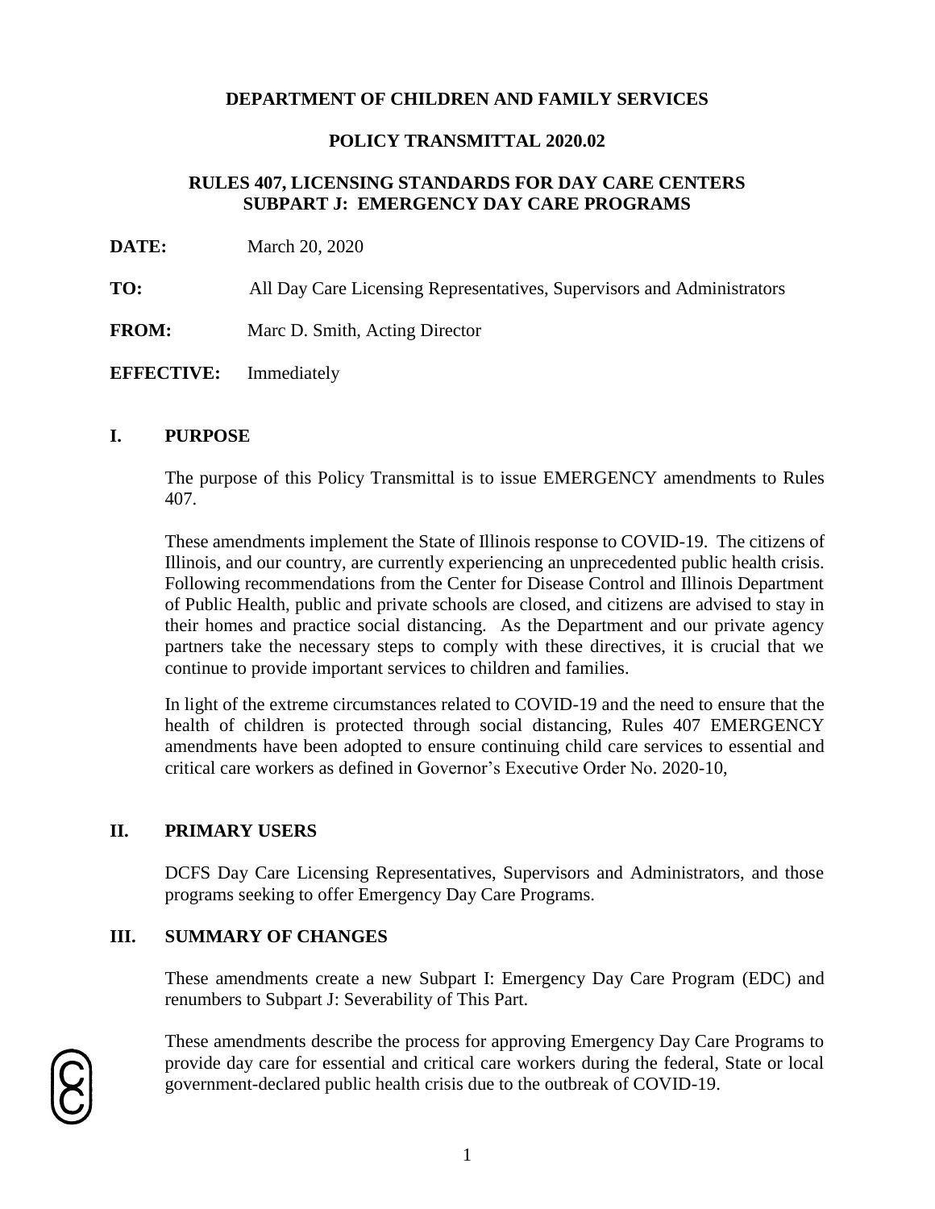# DEPARTMENT OF CHILDREN AND FAMILY SERVICES

## POLICY TRANSMITTAL 2020.02

## RULES 407, LICENSING STANDARDS FOR DAY CARE CENTERS SUBPART J: EMERGENCY DAY CARE PROGRAMS

**DATE:** March 20, 2020

**TO:** All Day Care Licensing Representatives, Supervisors and Administrators

**FROM:** Marc D. Smith, Acting Director

**EFFECTIVE:** Immediately

## I. PURPOSE

The purpose of this Policy Transmittal is to issue EMERGENCY amendments to Rules 407.

These amendments implement the State of Illinois response to COVID-19. The citizens of Illinois, and our country, are currently experiencing an unprecedented public health crisis. Following recommendations from the Center for Disease Control and Illinois Department of Public Health, public and private schools are closed, and citizens are advised to stay in their homes and practice social distancing. As the Department and our private agency partners take the necessary steps to comply with these directives, it is crucial that we continue to provide important services to children and families.

In light of the extreme circumstances related to COVID-19 and the need to ensure that the health of children is protected through social distancing, Rules 407 EMERGENCY amendments have been adopted to ensure continuing child care services to essential and critical care workers as defined in Governor's Executive Order No. 2020-10,

## II. PRIMARY USERS

DCFS Day Care Licensing Representatives, Supervisors and Administrators, and those programs seeking to offer Emergency Day Care Programs.

## III. SUMMARY OF CHANGES

These amendments create a new Subpart I: Emergency Day Care Program (EDC) and renumbers to Subpart J: Severability of This Part.

These amendments describe the process for approving Emergency Day Care Programs to provide day care for essential and critical care workers during the federal, State or local government-declared public health crisis due to the outbreak of COVID-19.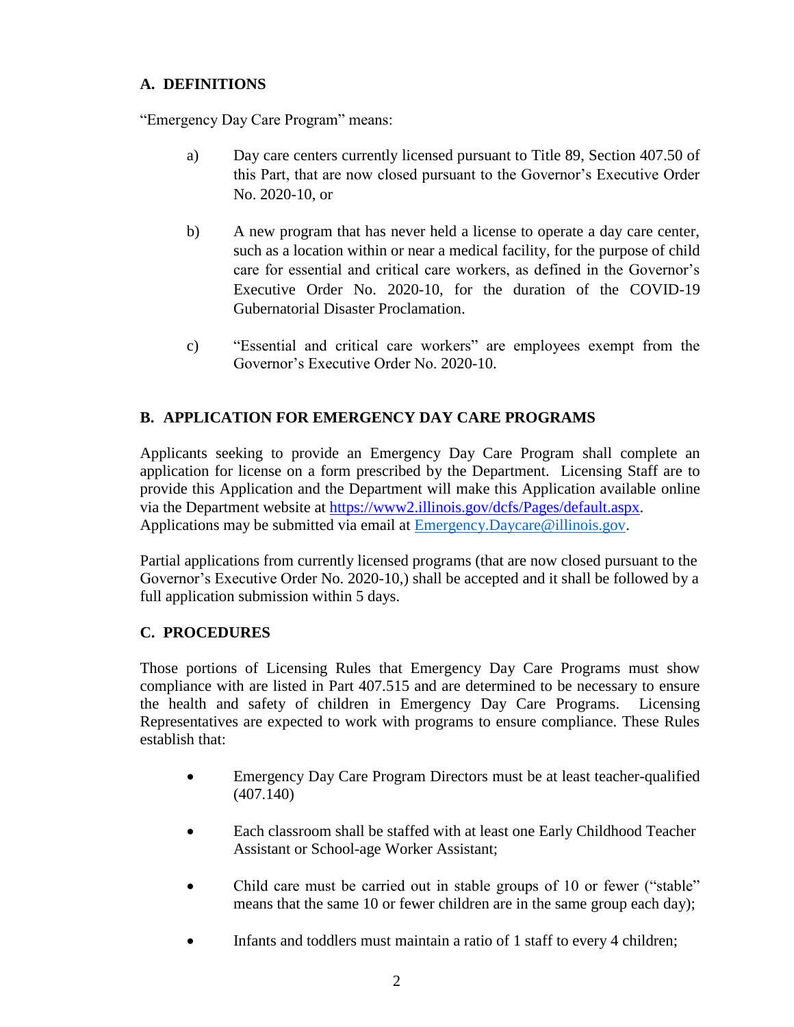## A. DEFINITIONS

"Emergency Day Care Program" means:

a) Day care centers currently licensed pursuant to Title 89, Section 407.50 of this Part, that are now closed pursuant to the Governor's Executive Order No. 2020-10, or

b) A new program that has never held a license to operate a day care center, such as a location within or near a medical facility, for the purpose of child care for essential and critical care workers, as defined in the Governor's Executive Order No. 2020-10, for the duration of the COVID-19 Gubernatorial Disaster Proclamation.

c) "Essential and critical care workers" are employees exempt from the Governor's Executive Order No. 2020-10.

## B. APPLICATION FOR EMERGENCY DAY CARE PROGRAMS

Applicants seeking to provide an Emergency Day Care Program shall complete an application for license on a form prescribed by the Department. Licensing Staff are to provide this Application and the Department will make this Application available online via the Department website at https://www2.illinois.gov/dcfs/Pages/default.aspx. Applications may be submitted via email at Emergency.Daycare@illinois.gov.

Partial applications from currently licensed programs (that are now closed pursuant to the Governor's Executive Order No. 2020-10,) shall be accepted and it shall be followed by a full application submission within 5 days.

## C. PROCEDURES

Those portions of Licensing Rules that Emergency Day Care Programs must show compliance with are listed in Part 407.515 and are determined to be necessary to ensure the health and safety of children in Emergency Day Care Programs. Licensing Representatives are expected to work with programs to ensure compliance. These Rules establish that:

- Emergency Day Care Program Directors must be at least teacher-qualified (407.140)
- Each classroom shall be staffed with at least one Early Childhood Teacher Assistant or School-age Worker Assistant;
- Child care must be carried out in stable groups of 10 or fewer ("stable" means that the same 10 or fewer children are in the same group each day);
- Infants and toddlers must maintain a ratio of 1 staff to every 4 children;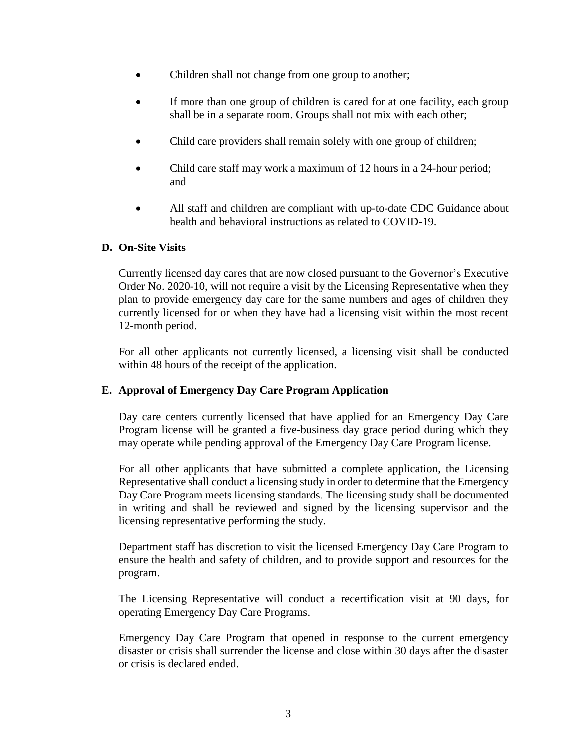- Children shall not change from one group to another;
- If more than one group of children is cared for at one facility, each group shall be in a separate room. Groups shall not mix with each other;
- Child care providers shall remain solely with one group of children;
- Child care staff may work a maximum of 12 hours in a 24-hour period; and
- All staff and children are compliant with up-to-date CDC Guidance about health and behavioral instructions as related to COVID-19.

**D. On-Site Visits**

Currently licensed day cares that are now closed pursuant to the Governor's Executive Order No. 2020-10, will not require a visit by the Licensing Representative when they plan to provide emergency day care for the same numbers and ages of children they currently licensed for or when they have had a licensing visit within the most recent 12-month period.

For all other applicants not currently licensed, a licensing visit shall be conducted within 48 hours of the receipt of the application.

**E. Approval of Emergency Day Care Program Application**

Day care centers currently licensed that have applied for an Emergency Day Care Program license will be granted a five-business day grace period during which they may operate while pending approval of the Emergency Day Care Program license.

For all other applicants that have submitted a complete application, the Licensing Representative shall conduct a licensing study in order to determine that the Emergency Day Care Program meets licensing standards. The licensing study shall be documented in writing and shall be reviewed and signed by the licensing supervisor and the licensing representative performing the study.

Department staff has discretion to visit the licensed Emergency Day Care Program to ensure the health and safety of children, and to provide support and resources for the program.

The Licensing Representative will conduct a recertification visit at 90 days, for operating Emergency Day Care Programs.

Emergency Day Care Program that opened in response to the current emergency disaster or crisis shall surrender the license and close within 30 days after the disaster or crisis is declared ended.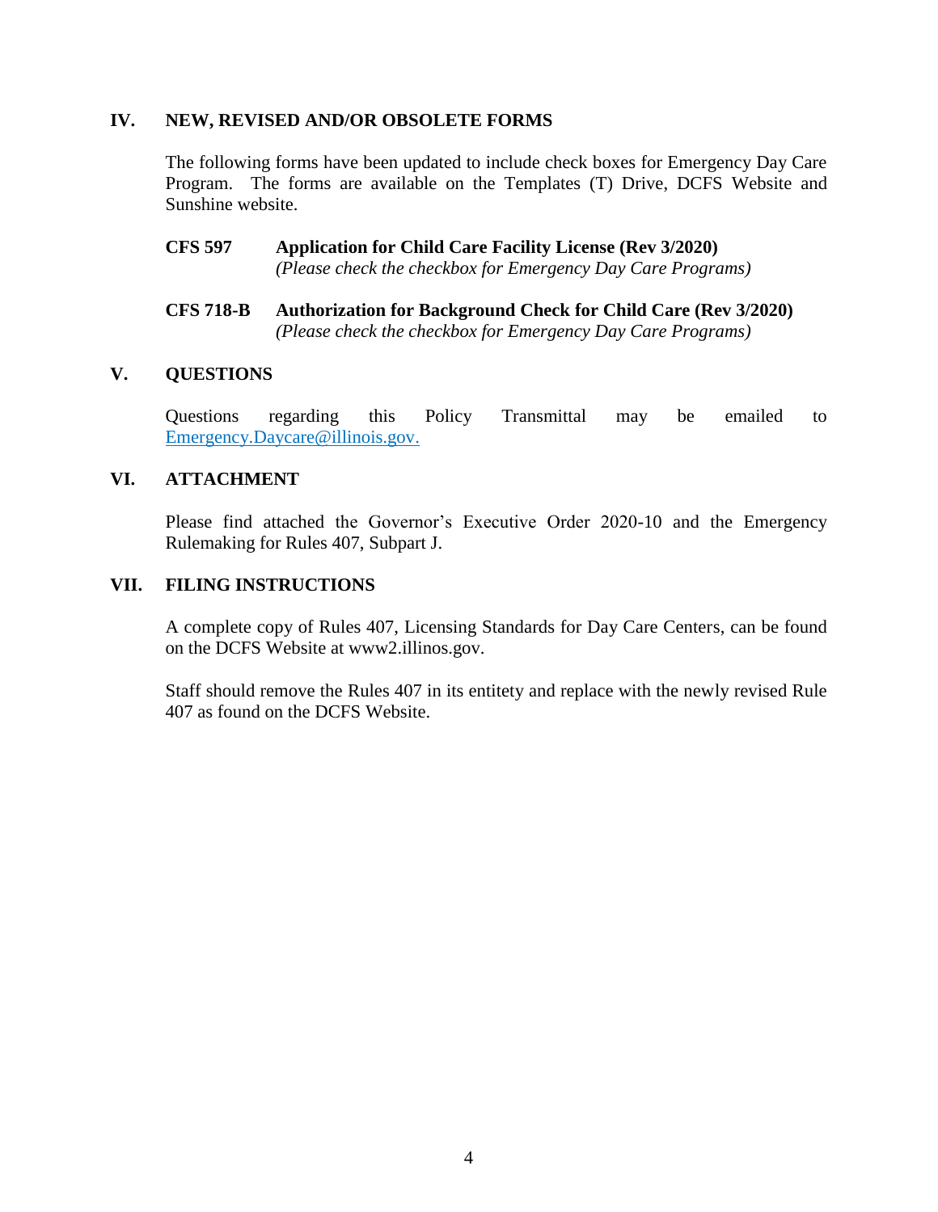## IV. NEW, REVISED AND/OR OBSOLETE FORMS

The following forms have been updated to include check boxes for Emergency Day Care Program. The forms are available on the Templates (T) Drive, DCFS Website and Sunshine website.

**CFS 597 Application for Child Care Facility License (Rev 3/2020)**
*(Please check the checkbox for Emergency Day Care Programs)*

**CFS 718-B Authorization for Background Check for Child Care (Rev 3/2020)**
*(Please check the checkbox for Emergency Day Care Programs)*

## V. QUESTIONS

Questions regarding this Policy Transmittal may be emailed to Emergency.Daycare@illinois.gov.

## VI. ATTACHMENT

Please find attached the Governor's Executive Order 2020-10 and the Emergency Rulemaking for Rules 407, Subpart J.

## VII. FILING INSTRUCTIONS

A complete copy of Rules 407, Licensing Standards for Day Care Centers, can be found on the DCFS Website at www2.illinos.gov.

Staff should remove the Rules 407 in its entitety and replace with the newly revised Rule 407 as found on the DCFS Website.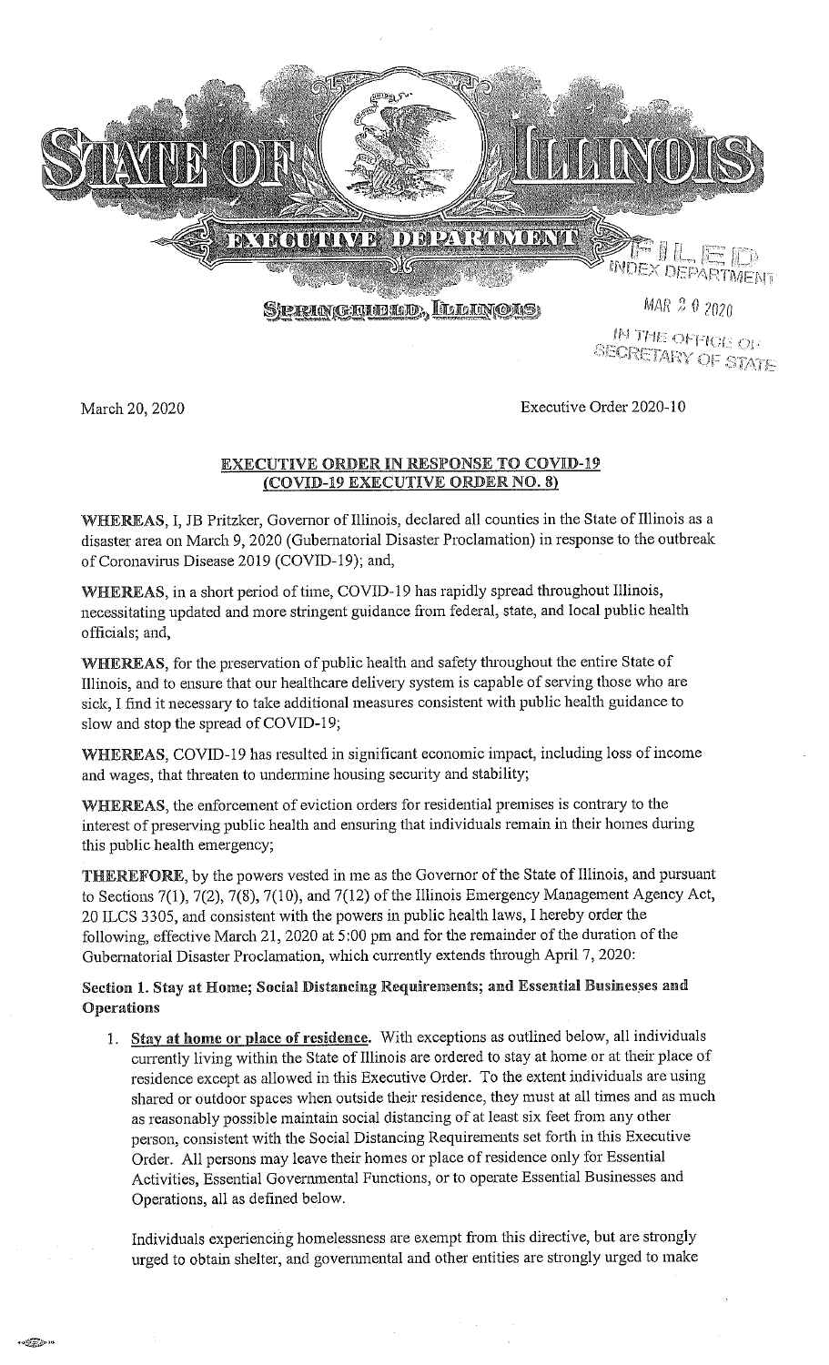# STATE OF ILLINOIS

## EXECUTIVE DEPARTMENT

SPRINGFIELD, ILLINOIS

FILED
INDEX DEPARTMENT
MAR 20 2020
IN THE OFFICE OF
SECRETARY OF STATE

March 20, 2020 Executive Order 2020-10

**EXECUTIVE ORDER IN RESPONSE TO COVID-19**
**(COVID-19 EXECUTIVE ORDER NO. 8)**

**WHEREAS**, I, JB Pritzker, Governor of Illinois, declared all counties in the State of Illinois as a disaster area on March 9, 2020 (Gubernatorial Disaster Proclamation) in response to the outbreak of Coronavirus Disease 2019 (COVID-19); and,

**WHEREAS**, in a short period of time, COVID-19 has rapidly spread throughout Illinois, necessitating updated and more stringent guidance from federal, state, and local public health officials; and,

**WHEREAS**, for the preservation of public health and safety throughout the entire State of Illinois, and to ensure that our healthcare delivery system is capable of serving those who are sick, I find it necessary to take additional measures consistent with public health guidance to slow and stop the spread of COVID-19;

**WHEREAS**, COVID-19 has resulted in significant economic impact, including loss of income and wages, that threaten to undermine housing security and stability;

**WHEREAS**, the enforcement of eviction orders for residential premises is contrary to the interest of preserving public health and ensuring that individuals remain in their homes during this public health emergency;

**THEREFORE**, by the powers vested in me as the Governor of the State of Illinois, and pursuant to Sections 7(1), 7(2), 7(8), 7(10), and 7(12) of the Illinois Emergency Management Agency Act, 20 ILCS 3305, and consistent with the powers in public health laws, I hereby order the following, effective March 21, 2020 at 5:00 pm and for the remainder of the duration of the Gubernatorial Disaster Proclamation, which currently extends through April 7, 2020:

**Section 1. Stay at Home; Social Distancing Requirements; and Essential Businesses and Operations**

1. **Stay at home or place of residence.** With exceptions as outlined below, all individuals currently living within the State of Illinois are ordered to stay at home or at their place of residence except as allowed in this Executive Order. To the extent individuals are using shared or outdoor spaces when outside their residence, they must at all times and as much as reasonably possible maintain social distancing of at least six feet from any other person, consistent with the Social Distancing Requirements set forth in this Executive Order. All persons may leave their homes or place of residence only for Essential Activities, Essential Governmental Functions, or to operate Essential Businesses and Operations, all as defined below.

   Individuals experiencing homelessness are exempt from this directive, but are strongly urged to obtain shelter, and governmental and other entities are strongly urged to make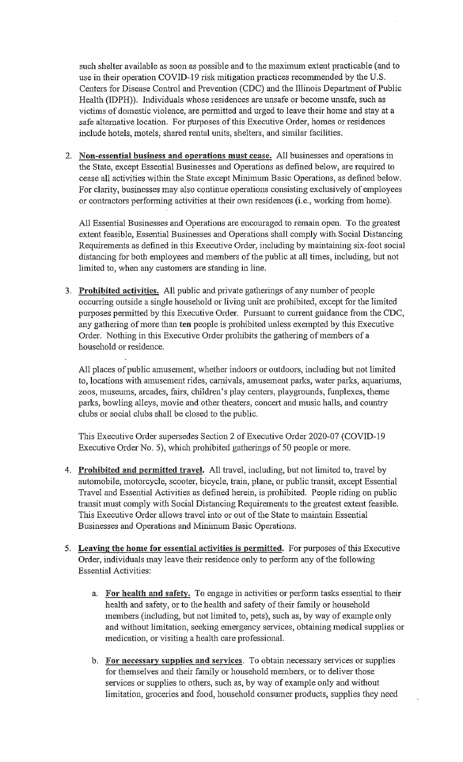such shelter available as soon as possible and to the maximum extent practicable (and to use in their operation COVID-19 risk mitigation practices recommended by the U.S. Centers for Disease Control and Prevention (CDC) and the Illinois Department of Public Health (IDPH)). Individuals whose residences are unsafe or become unsafe, such as victims of domestic violence, are permitted and urged to leave their home and stay at a safe alternative location. For purposes of this Executive Order, homes or residences include hotels, motels, shared rental units, shelters, and similar facilities.

2. **Non-essential business and operations must cease.** All businesses and operations in the State, except Essential Businesses and Operations as defined below, are required to cease all activities within the State except Minimum Basic Operations, as defined below. For clarity, businesses may also continue operations consisting exclusively of employees or contractors performing activities at their own residences (i.e., working from home).

   All Essential Businesses and Operations are encouraged to remain open. To the greatest extent feasible, Essential Businesses and Operations shall comply with Social Distancing Requirements as defined in this Executive Order, including by maintaining six-foot social distancing for both employees and members of the public at all times, including, but not limited to, when any customers are standing in line.

3. **Prohibited activities.** All public and private gatherings of any number of people occurring outside a single household or living unit are prohibited, except for the limited purposes permitted by this Executive Order. Pursuant to current guidance from the CDC, any gathering of more than **ten** people is prohibited unless exempted by this Executive Order. Nothing in this Executive Order prohibits the gathering of members of a household or residence.

   All places of public amusement, whether indoors or outdoors, including but not limited to, locations with amusement rides, carnivals, amusement parks, water parks, aquariums, zoos, museums, arcades, fairs, children's play centers, playgrounds, funplexes, theme parks, bowling alleys, movie and other theaters, concert and music halls, and country clubs or social clubs shall be closed to the public.

   This Executive Order supersedes Section 2 of Executive Order 2020-07 (COVID-19 Executive Order No. 5), which prohibited gatherings of 50 people or more.

4. **Prohibited and permitted travel.** All travel, including, but not limited to, travel by automobile, motorcycle, scooter, bicycle, train, plane, or public transit, except Essential Travel and Essential Activities as defined herein, is prohibited. People riding on public transit must comply with Social Distancing Requirements to the greatest extent feasible. This Executive Order allows travel into or out of the State to maintain Essential Businesses and Operations and Minimum Basic Operations.

5. **Leaving the home for essential activities is permitted.** For purposes of this Executive Order, individuals may leave their residence only to perform any of the following Essential Activities:

   a. **For health and safety.** To engage in activities or perform tasks essential to their health and safety, or to the health and safety of their family or household members (including, but not limited to, pets), such as, by way of example only and without limitation, seeking emergency services, obtaining medical supplies or medication, or visiting a health care professional.

   b. **For necessary supplies and services**. To obtain necessary services or supplies for themselves and their family or household members, or to deliver those services or supplies to others, such as, by way of example only and without limitation, groceries and food, household consumer products, supplies they need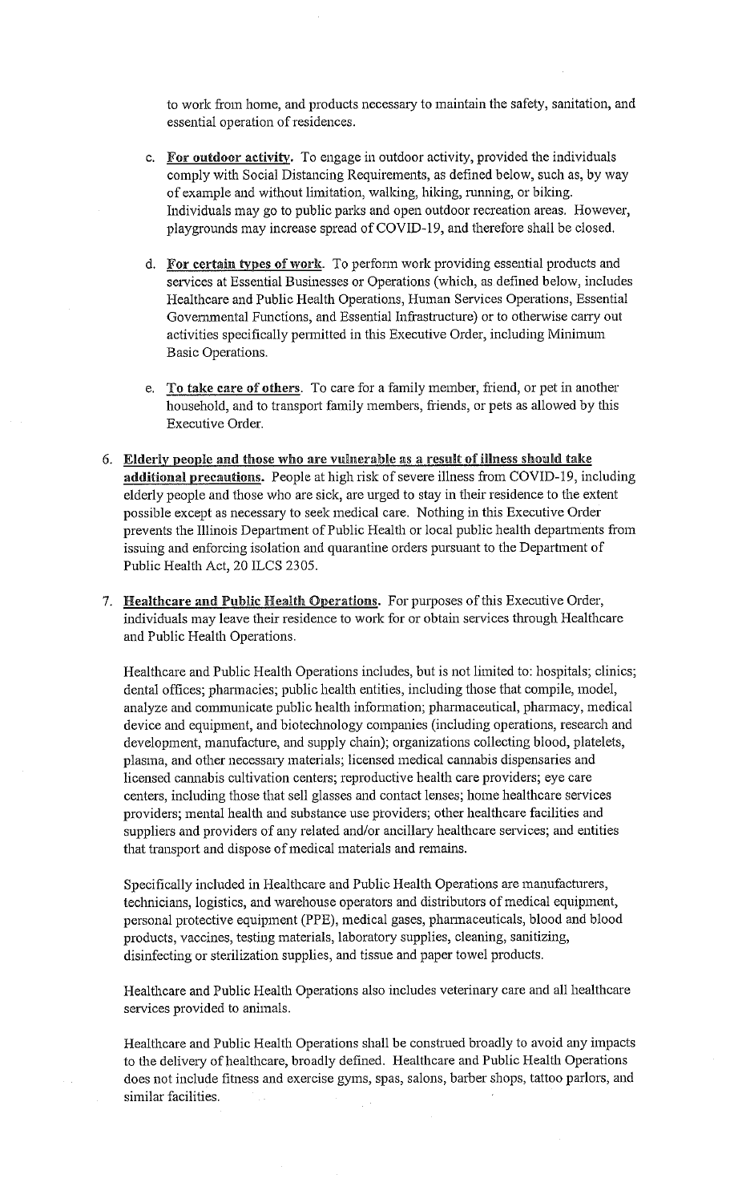to work from home, and products necessary to maintain the safety, sanitation, and essential operation of residences.

c. **For outdoor activity.** To engage in outdoor activity, provided the individuals comply with Social Distancing Requirements, as defined below, such as, by way of example and without limitation, walking, hiking, running, or biking. Individuals may go to public parks and open outdoor recreation areas. However, playgrounds may increase spread of COVID-19, and therefore shall be closed.

d. **For certain types of work.** To perform work providing essential products and services at Essential Businesses or Operations (which, as defined below, includes Healthcare and Public Health Operations, Human Services Operations, Essential Governmental Functions, and Essential Infrastructure) or to otherwise carry out activities specifically permitted in this Executive Order, including Minimum Basic Operations.

e. **To take care of others.** To care for a family member, friend, or pet in another household, and to transport family members, friends, or pets as allowed by this Executive Order.

6. **Elderly people and those who are vulnerable as a result of illness should take additional precautions.** People at high risk of severe illness from COVID-19, including elderly people and those who are sick, are urged to stay in their residence to the extent possible except as necessary to seek medical care. Nothing in this Executive Order prevents the Illinois Department of Public Health or local public health departments from issuing and enforcing isolation and quarantine orders pursuant to the Department of Public Health Act, 20 ILCS 2305.

7. **Healthcare and Public Health Operations.** For purposes of this Executive Order, individuals may leave their residence to work for or obtain services through Healthcare and Public Health Operations.

   Healthcare and Public Health Operations includes, but is not limited to: hospitals; clinics; dental offices; pharmacies; public health entities, including those that compile, model, analyze and communicate public health information; pharmaceutical, pharmacy, medical device and equipment, and biotechnology companies (including operations, research and development, manufacture, and supply chain); organizations collecting blood, platelets, plasma, and other necessary materials; licensed medical cannabis dispensaries and licensed cannabis cultivation centers; reproductive health care providers; eye care centers, including those that sell glasses and contact lenses; home healthcare services providers; mental health and substance use providers; other healthcare facilities and suppliers and providers of any related and/or ancillary healthcare services; and entities that transport and dispose of medical materials and remains.

   Specifically included in Healthcare and Public Health Operations are manufacturers, technicians, logistics, and warehouse operators and distributors of medical equipment, personal protective equipment (PPE), medical gases, pharmaceuticals, blood and blood products, vaccines, testing materials, laboratory supplies, cleaning, sanitizing, disinfecting or sterilization supplies, and tissue and paper towel products.

   Healthcare and Public Health Operations also includes veterinary care and all healthcare services provided to animals.

   Healthcare and Public Health Operations shall be construed broadly to avoid any impacts to the delivery of healthcare, broadly defined. Healthcare and Public Health Operations does not include fitness and exercise gyms, spas, salons, barber shops, tattoo parlors, and similar facilities.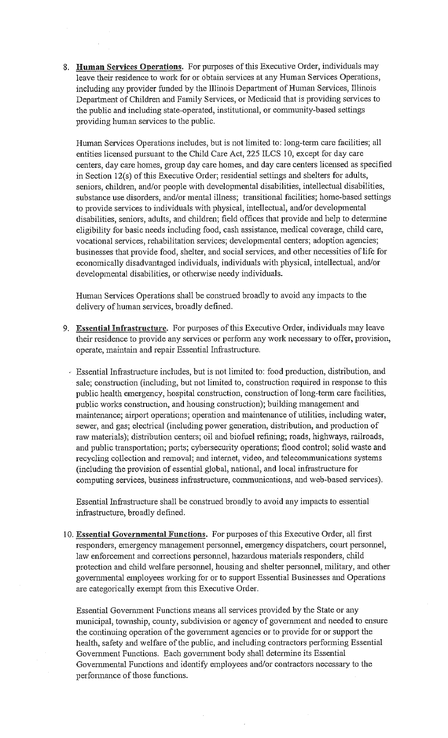8. **Human Services Operations.** For purposes of this Executive Order, individuals may leave their residence to work for or obtain services at any Human Services Operations, including any provider funded by the Illinois Department of Human Services, Illinois Department of Children and Family Services, or Medicaid that is providing services to the public and including state-operated, institutional, or community-based settings providing human services to the public.

   Human Services Operations includes, but is not limited to: long-term care facilities; all entities licensed pursuant to the Child Care Act, 225 ILCS 10, except for day care centers, day care homes, group day care homes, and day care centers licensed as specified in Section 12(s) of this Executive Order; residential settings and shelters for adults, seniors, children, and/or people with developmental disabilities, intellectual disabilities, substance use disorders, and/or mental illness; transitional facilities; home-based settings to provide services to individuals with physical, intellectual, and/or developmental disabilities, seniors, adults, and children; field offices that provide and help to determine eligibility for basic needs including food, cash assistance, medical coverage, child care, vocational services, rehabilitation services; developmental centers; adoption agencies; businesses that provide food, shelter, and social services, and other necessities of life for economically disadvantaged individuals, individuals with physical, intellectual, and/or developmental disabilities, or otherwise needy individuals.

   Human Services Operations shall be construed broadly to avoid any impacts to the delivery of human services, broadly defined.

9. **Essential Infrastructure.** For purposes of this Executive Order, individuals may leave their residence to provide any services or perform any work necessary to offer, provision, operate, maintain and repair Essential Infrastructure.

   Essential Infrastructure includes, but is not limited to: food production, distribution, and sale; construction (including, but not limited to, construction required in response to this public health emergency, hospital construction, construction of long-term care facilities, public works construction, and housing construction); building management and maintenance; airport operations; operation and maintenance of utilities, including water, sewer, and gas; electrical (including power generation, distribution, and production of raw materials); distribution centers; oil and biofuel refining; roads, highways, railroads, and public transportation; ports; cybersecurity operations; flood control; solid waste and recycling collection and removal; and internet, video, and telecommunications systems (including the provision of essential global, national, and local infrastructure for computing services, business infrastructure, communications, and web-based services).

   Essential Infrastructure shall be construed broadly to avoid any impacts to essential infrastructure, broadly defined.

10. **Essential Governmental Functions.** For purposes of this Executive Order, all first responders, emergency management personnel, emergency dispatchers, court personnel, law enforcement and corrections personnel, hazardous materials responders, child protection and child welfare personnel, housing and shelter personnel, military, and other governmental employees working for or to support Essential Businesses and Operations are categorically exempt from this Executive Order.

    Essential Government Functions means all services provided by the State or any municipal, township, county, subdivision or agency of government and needed to ensure the continuing operation of the government agencies or to provide for or support the health, safety and welfare of the public, and including contractors performing Essential Government Functions. Each government body shall determine its Essential Governmental Functions and identify employees and/or contractors necessary to the performance of those functions.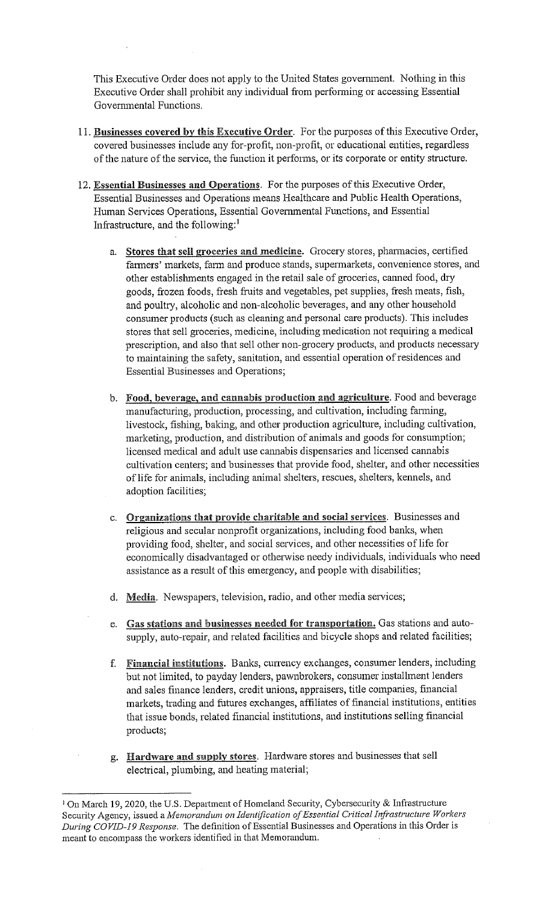This Executive Order does not apply to the United States government. Nothing in this Executive Order shall prohibit any individual from performing or accessing Essential Governmental Functions.

11. **Businesses covered by this Executive Order**. For the purposes of this Executive Order, covered businesses include any for-profit, non-profit, or educational entities, regardless of the nature of the service, the function it performs, or its corporate or entity structure.

12. **Essential Businesses and Operations**. For the purposes of this Executive Order, Essential Businesses and Operations means Healthcare and Public Health Operations, Human Services Operations, Essential Governmental Functions, and Essential Infrastructure, and the following:[1]

    a. **Stores that sell groceries and medicine.** Grocery stores, pharmacies, certified farmers' markets, farm and produce stands, supermarkets, convenience stores, and other establishments engaged in the retail sale of groceries, canned food, dry goods, frozen foods, fresh fruits and vegetables, pet supplies, fresh meats, fish, and poultry, alcoholic and non-alcoholic beverages, and any other household consumer products (such as cleaning and personal care products). This includes stores that sell groceries, medicine, including medication not requiring a medical prescription, and also that sell other non-grocery products, and products necessary to maintaining the safety, sanitation, and essential operation of residences and Essential Businesses and Operations;

    b. **Food, beverage, and cannabis production and agriculture**. Food and beverage manufacturing, production, processing, and cultivation, including farming, livestock, fishing, baking, and other production agriculture, including cultivation, marketing, production, and distribution of animals and goods for consumption; licensed medical and adult use cannabis dispensaries and licensed cannabis cultivation centers; and businesses that provide food, shelter, and other necessities of life for animals, including animal shelters, rescues, shelters, kennels, and adoption facilities;

    c. **Organizations that provide charitable and social services**. Businesses and religious and secular nonprofit organizations, including food banks, when providing food, shelter, and social services, and other necessities of life for economically disadvantaged or otherwise needy individuals, individuals who need assistance as a result of this emergency, and people with disabilities;

    d. **Media**. Newspapers, television, radio, and other media services;

    e. **Gas stations and businesses needed for transportation.** Gas stations and auto-supply, auto-repair, and related facilities and bicycle shops and related facilities;

    f. **Financial institutions.** Banks, currency exchanges, consumer lenders, including but not limited, to payday lenders, pawnbrokers, consumer installment lenders and sales finance lenders, credit unions, appraisers, title companies, financial markets, trading and futures exchanges, affiliates of financial institutions, entities that issue bonds, related financial institutions, and institutions selling financial products;

    g. **Hardware and supply stores**. Hardware stores and businesses that sell electrical, plumbing, and heating material;

---

[1] On March 19, 2020, the U.S. Department of Homeland Security, Cybersecurity & Infrastructure Security Agency, issued a *Memorandum on Identification of Essential Critical Infrastructure Workers During COVID-19 Response*. The definition of Essential Businesses and Operations in this Order is meant to encompass the workers identified in that Memorandum.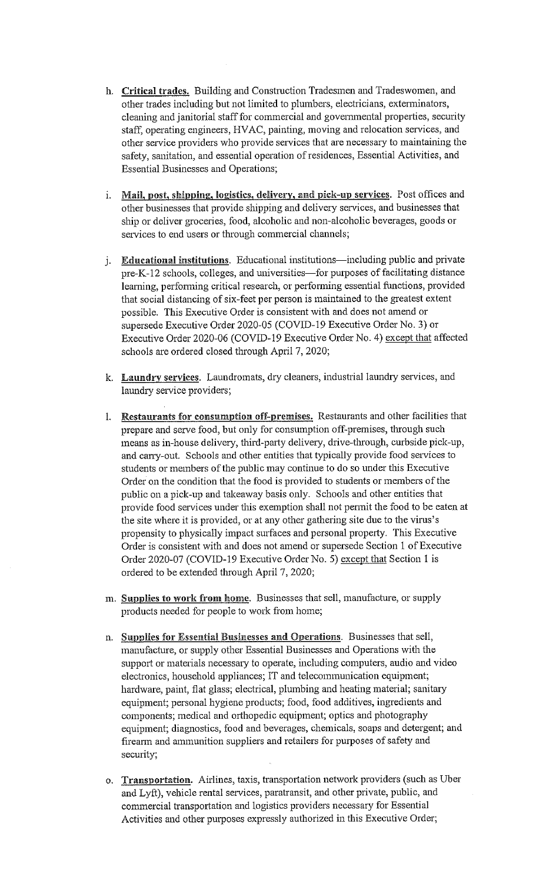h. **Critical trades.** Building and Construction Tradesmen and Tradeswomen, and other trades including but not limited to plumbers, electricians, exterminators, cleaning and janitorial staff for commercial and governmental properties, security staff, operating engineers, HVAC, painting, moving and relocation services, and other service providers who provide services that are necessary to maintaining the safety, sanitation, and essential operation of residences, Essential Activities, and Essential Businesses and Operations;

i. **Mail, post, shipping, logistics, delivery, and pick-up services.** Post offices and other businesses that provide shipping and delivery services, and businesses that ship or deliver groceries, food, alcoholic and non-alcoholic beverages, goods or services to end users or through commercial channels;

j. **Educational institutions**. Educational institutions—including public and private pre-K-12 schools, colleges, and universities—for purposes of facilitating distance learning, performing critical research, or performing essential functions, provided that social distancing of six-feet per person is maintained to the greatest extent possible. This Executive Order is consistent with and does not amend or supersede Executive Order 2020-05 (COVID-19 Executive Order No. 3) or Executive Order 2020-06 (COVID-19 Executive Order No. 4) except that affected schools are ordered closed through April 7, 2020;

k. **Laundry services**. Laundromats, dry cleaners, industrial laundry services, and laundry service providers;

l. **Restaurants for consumption off-premises.** Restaurants and other facilities that prepare and serve food, but only for consumption off-premises, through such means as in-house delivery, third-party delivery, drive-through, curbside pick-up, and carry-out. Schools and other entities that typically provide food services to students or members of the public may continue to do so under this Executive Order on the condition that the food is provided to students or members of the public on a pick-up and takeaway basis only. Schools and other entities that provide food services under this exemption shall not permit the food to be eaten at the site where it is provided, or at any other gathering site due to the virus's propensity to physically impact surfaces and personal property. This Executive Order is consistent with and does not amend or supersede Section 1 of Executive Order 2020-07 (COVID-19 Executive Order No. 5) except that Section 1 is ordered to be extended through April 7, 2020;

m. **Supplies to work from home**. Businesses that sell, manufacture, or supply products needed for people to work from home;

n. **Supplies for Essential Businesses and Operations**. Businesses that sell, manufacture, or supply other Essential Businesses and Operations with the support or materials necessary to operate, including computers, audio and video electronics, household appliances; IT and telecommunication equipment; hardware, paint, flat glass; electrical, plumbing and heating material; sanitary equipment; personal hygiene products; food, food additives, ingredients and components; medical and orthopedic equipment; optics and photography equipment; diagnostics, food and beverages, chemicals, soaps and detergent; and firearm and ammunition suppliers and retailers for purposes of safety and security;

o. **Transportation.** Airlines, taxis, transportation network providers (such as Uber and Lyft), vehicle rental services, paratransit, and other private, public, and commercial transportation and logistics providers necessary for Essential Activities and other purposes expressly authorized in this Executive Order;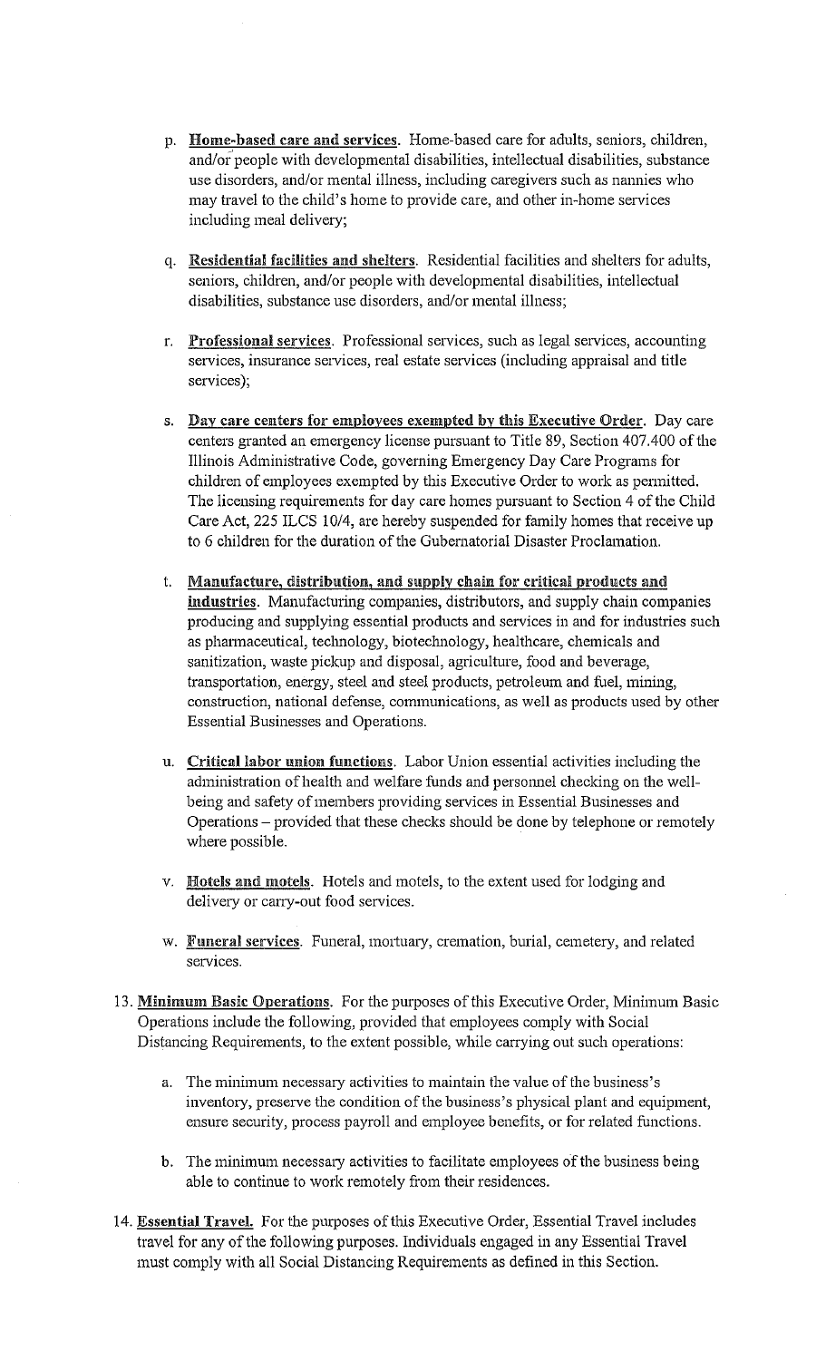p. **Home-based care and services**. Home-based care for adults, seniors, children, and/or people with developmental disabilities, intellectual disabilities, substance use disorders, and/or mental illness, including caregivers such as nannies who may travel to the child's home to provide care, and other in-home services including meal delivery;

q. **Residential facilities and shelters**. Residential facilities and shelters for adults, seniors, children, and/or people with developmental disabilities, intellectual disabilities, substance use disorders, and/or mental illness;

r. **Professional services**. Professional services, such as legal services, accounting services, insurance services, real estate services (including appraisal and title services);

s. **Day care centers for employees exempted by this Executive Order**. Day care centers granted an emergency license pursuant to Title 89, Section 407.400 of the Illinois Administrative Code, governing Emergency Day Care Programs for children of employees exempted by this Executive Order to work as permitted. The licensing requirements for day care homes pursuant to Section 4 of the Child Care Act, 225 ILCS 10/4, are hereby suspended for family homes that receive up to 6 children for the duration of the Gubernatorial Disaster Proclamation.

t. **Manufacture, distribution, and supply chain for critical products and industries**. Manufacturing companies, distributors, and supply chain companies producing and supplying essential products and services in and for industries such as pharmaceutical, technology, biotechnology, healthcare, chemicals and sanitization, waste pickup and disposal, agriculture, food and beverage, transportation, energy, steel and steel products, petroleum and fuel, mining, construction, national defense, communications, as well as products used by other Essential Businesses and Operations.

u. **Critical labor union functions**. Labor Union essential activities including the administration of health and welfare funds and personnel checking on the well-being and safety of members providing services in Essential Businesses and Operations – provided that these checks should be done by telephone or remotely where possible.

v. **Hotels and motels**. Hotels and motels, to the extent used for lodging and delivery or carry-out food services.

w. **Funeral services**. Funeral, mortuary, cremation, burial, cemetery, and related services.

13. **Minimum Basic Operations**. For the purposes of this Executive Order, Minimum Basic Operations include the following, provided that employees comply with Social Distancing Requirements, to the extent possible, while carrying out such operations:

    a. The minimum necessary activities to maintain the value of the business's inventory, preserve the condition of the business's physical plant and equipment, ensure security, process payroll and employee benefits, or for related functions.

    b. The minimum necessary activities to facilitate employees of the business being able to continue to work remotely from their residences.

14. **Essential Travel**. For the purposes of this Executive Order, Essential Travel includes travel for any of the following purposes. Individuals engaged in any Essential Travel must comply with all Social Distancing Requirements as defined in this Section.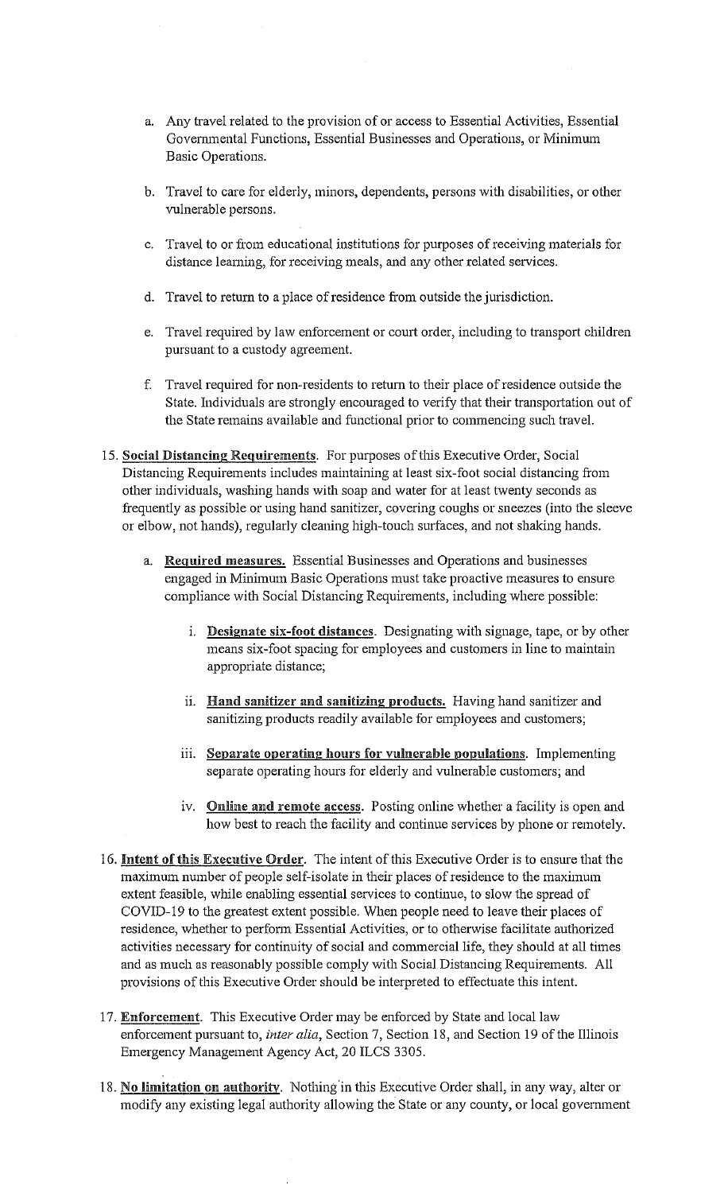a. Any travel related to the provision of or access to Essential Activities, Essential Governmental Functions, Essential Businesses and Operations, or Minimum Basic Operations.

b. Travel to care for elderly, minors, dependents, persons with disabilities, or other vulnerable persons.

c. Travel to or from educational institutions for purposes of receiving materials for distance learning, for receiving meals, and any other related services.

d. Travel to return to a place of residence from outside the jurisdiction.

e. Travel required by law enforcement or court order, including to transport children pursuant to a custody agreement.

f. Travel required for non-residents to return to their place of residence outside the State. Individuals are strongly encouraged to verify that their transportation out of the State remains available and functional prior to commencing such travel.

15. **Social Distancing Requirements**. For purposes of this Executive Order, Social Distancing Requirements includes maintaining at least six-foot social distancing from other individuals, washing hands with soap and water for at least twenty seconds as frequently as possible or using hand sanitizer, covering coughs or sneezes (into the sleeve or elbow, not hands), regularly cleaning high-touch surfaces, and not shaking hands.

    a. **Required measures.** Essential Businesses and Operations and businesses engaged in Minimum Basic Operations must take proactive measures to ensure compliance with Social Distancing Requirements, including where possible:

        i. **Designate six-foot distances**. Designating with signage, tape, or by other means six-foot spacing for employees and customers in line to maintain appropriate distance;

        ii. **Hand sanitizer and sanitizing products.** Having hand sanitizer and sanitizing products readily available for employees and customers;

        iii. **Separate operating hours for vulnerable populations**. Implementing separate operating hours for elderly and vulnerable customers; and

        iv. **Online and remote access**. Posting online whether a facility is open and how best to reach the facility and continue services by phone or remotely.

16. **Intent of this Executive Order**. The intent of this Executive Order is to ensure that the maximum number of people self-isolate in their places of residence to the maximum extent feasible, while enabling essential services to continue, to slow the spread of COVID-19 to the greatest extent possible. When people need to leave their places of residence, whether to perform Essential Activities, or to otherwise facilitate authorized activities necessary for continuity of social and commercial life, they should at all times and as much as reasonably possible comply with Social Distancing Requirements. All provisions of this Executive Order should be interpreted to effectuate this intent.

17. **Enforcement**. This Executive Order may be enforced by State and local law enforcement pursuant to, *inter alia*, Section 7, Section 18, and Section 19 of the Illinois Emergency Management Agency Act, 20 ILCS 3305.

18. **No limitation on authority**. Nothing in this Executive Order shall, in any way, alter or modify any existing legal authority allowing the State or any county, or local government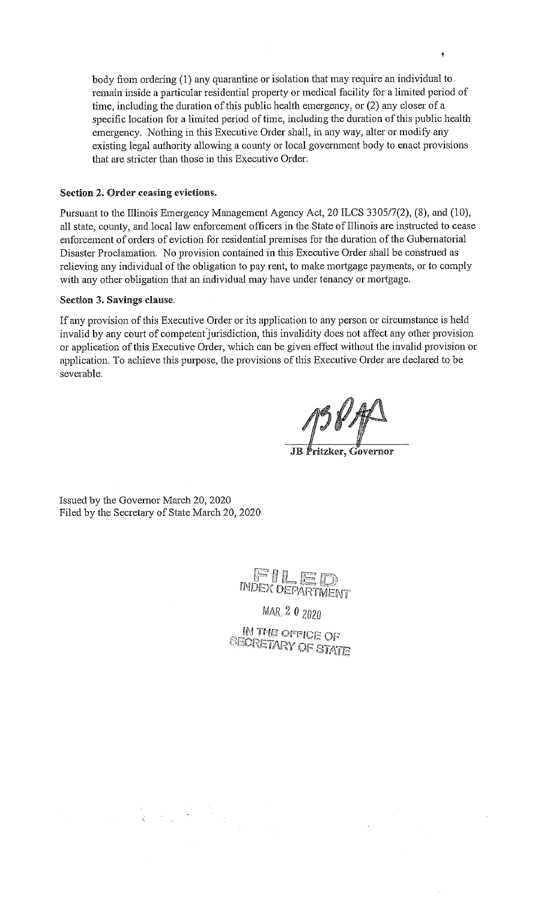body from ordering (1) any quarantine or isolation that may require an individual to remain inside a particular residential property or medical facility for a limited period of time, including the duration of this public health emergency, or (2) any closer of a specific location for a limited period of time, including the duration of this public health emergency. Nothing in this Executive Order shall, in any way, alter or modify any existing legal authority allowing a county or local government body to enact provisions that are stricter than those in this Executive Order.

**Section 2. Order ceasing evictions.**

Pursuant to the Illinois Emergency Management Agency Act, 20 ILCS 3305/7(2), (8), and (10), all state, county, and local law enforcement officers in the State of Illinois are instructed to cease enforcement of orders of eviction for residential premises for the duration of the Gubernatorial Disaster Proclamation. No provision contained in this Executive Order shall be construed as relieving any individual of the obligation to pay rent, to make mortgage payments, or to comply with any other obligation that an individual may have under tenancy or mortgage.

**Section 3. Savings clause.**

If any provision of this Executive Order or its application to any person or circumstance is held invalid by any court of competent jurisdiction, this invalidity does not affect any other provision or application of this Executive Order, which can be given effect without the invalid provision or application. To achieve this purpose, the provisions of this Executive Order are declared to be severable.

**JB Pritzker, Governor**

Issued by the Governor March 20, 2020
Filed by the Secretary of State March 20, 2020

FILED
INDEX DEPARTMENT
MAR 2 0 2020
IN THE OFFICE OF
SECRETARY OF STATE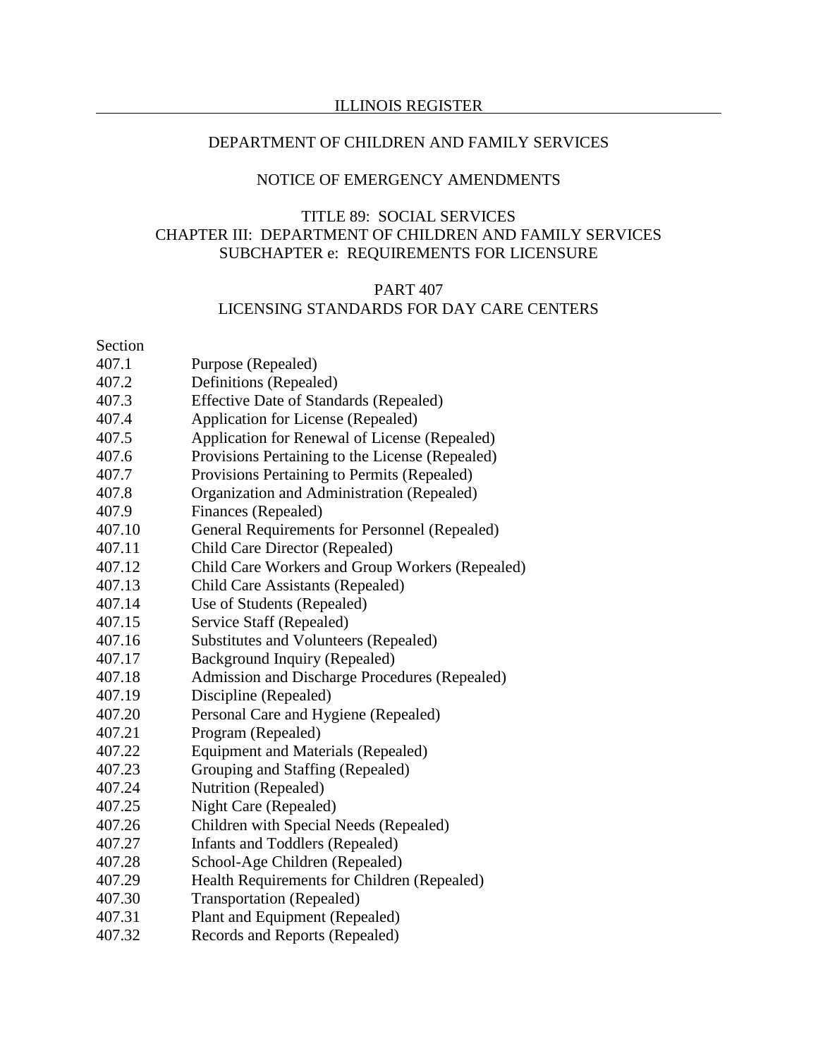DEPARTMENT OF CHILDREN AND FAMILY SERVICES

NOTICE OF EMERGENCY AMENDMENTS

TITLE 89: SOCIAL SERVICES
CHAPTER III: DEPARTMENT OF CHILDREN AND FAMILY SERVICES
SUBCHAPTER e: REQUIREMENTS FOR LICENSURE

PART 407
LICENSING STANDARDS FOR DAY CARE CENTERS

Section

| | |
|---|---|
| 407.1 | Purpose (Repealed) |
| 407.2 | Definitions (Repealed) |
| 407.3 | Effective Date of Standards (Repealed) |
| 407.4 | Application for License (Repealed) |
| 407.5 | Application for Renewal of License (Repealed) |
| 407.6 | Provisions Pertaining to the License (Repealed) |
| 407.7 | Provisions Pertaining to Permits (Repealed) |
| 407.8 | Organization and Administration (Repealed) |
| 407.9 | Finances (Repealed) |
| 407.10 | General Requirements for Personnel (Repealed) |
| 407.11 | Child Care Director (Repealed) |
| 407.12 | Child Care Workers and Group Workers (Repealed) |
| 407.13 | Child Care Assistants (Repealed) |
| 407.14 | Use of Students (Repealed) |
| 407.15 | Service Staff (Repealed) |
| 407.16 | Substitutes and Volunteers (Repealed) |
| 407.17 | Background Inquiry (Repealed) |
| 407.18 | Admission and Discharge Procedures (Repealed) |
| 407.19 | Discipline (Repealed) |
| 407.20 | Personal Care and Hygiene (Repealed) |
| 407.21 | Program (Repealed) |
| 407.22 | Equipment and Materials (Repealed) |
| 407.23 | Grouping and Staffing (Repealed) |
| 407.24 | Nutrition (Repealed) |
| 407.25 | Night Care (Repealed) |
| 407.26 | Children with Special Needs (Repealed) |
| 407.27 | Infants and Toddlers (Repealed) |
| 407.28 | School-Age Children (Repealed) |
| 407.29 | Health Requirements for Children (Repealed) |
| 407.30 | Transportation (Repealed) |
| 407.31 | Plant and Equipment (Repealed) |
| 407.32 | Records and Reports (Repealed) |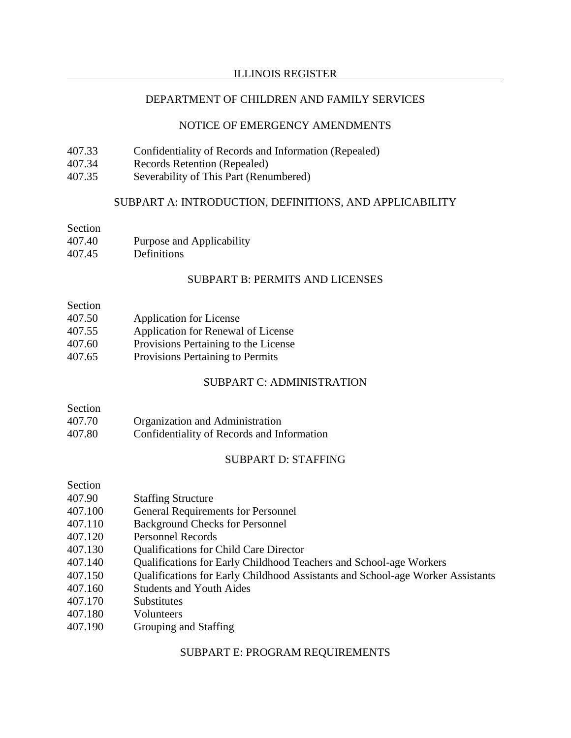DEPARTMENT OF CHILDREN AND FAMILY SERVICES

NOTICE OF EMERGENCY AMENDMENTS

407.33 Confidentiality of Records and Information (Repealed)
407.34 Records Retention (Repealed)
407.35 Severability of This Part (Renumbered)

SUBPART A: INTRODUCTION, DEFINITIONS, AND APPLICABILITY

Section
407.40 Purpose and Applicability
407.45 Definitions

SUBPART B: PERMITS AND LICENSES

Section
407.50 Application for License
407.55 Application for Renewal of License
407.60 Provisions Pertaining to the License
407.65 Provisions Pertaining to Permits

SUBPART C: ADMINISTRATION

Section
407.70 Organization and Administration
407.80 Confidentiality of Records and Information

SUBPART D: STAFFING

Section
407.90 Staffing Structure
407.100 General Requirements for Personnel
407.110 Background Checks for Personnel
407.120 Personnel Records
407.130 Qualifications for Child Care Director
407.140 Qualifications for Early Childhood Teachers and School-age Workers
407.150 Qualifications for Early Childhood Assistants and School-age Worker Assistants
407.160 Students and Youth Aides
407.170 Substitutes
407.180 Volunteers
407.190 Grouping and Staffing

SUBPART E: PROGRAM REQUIREMENTS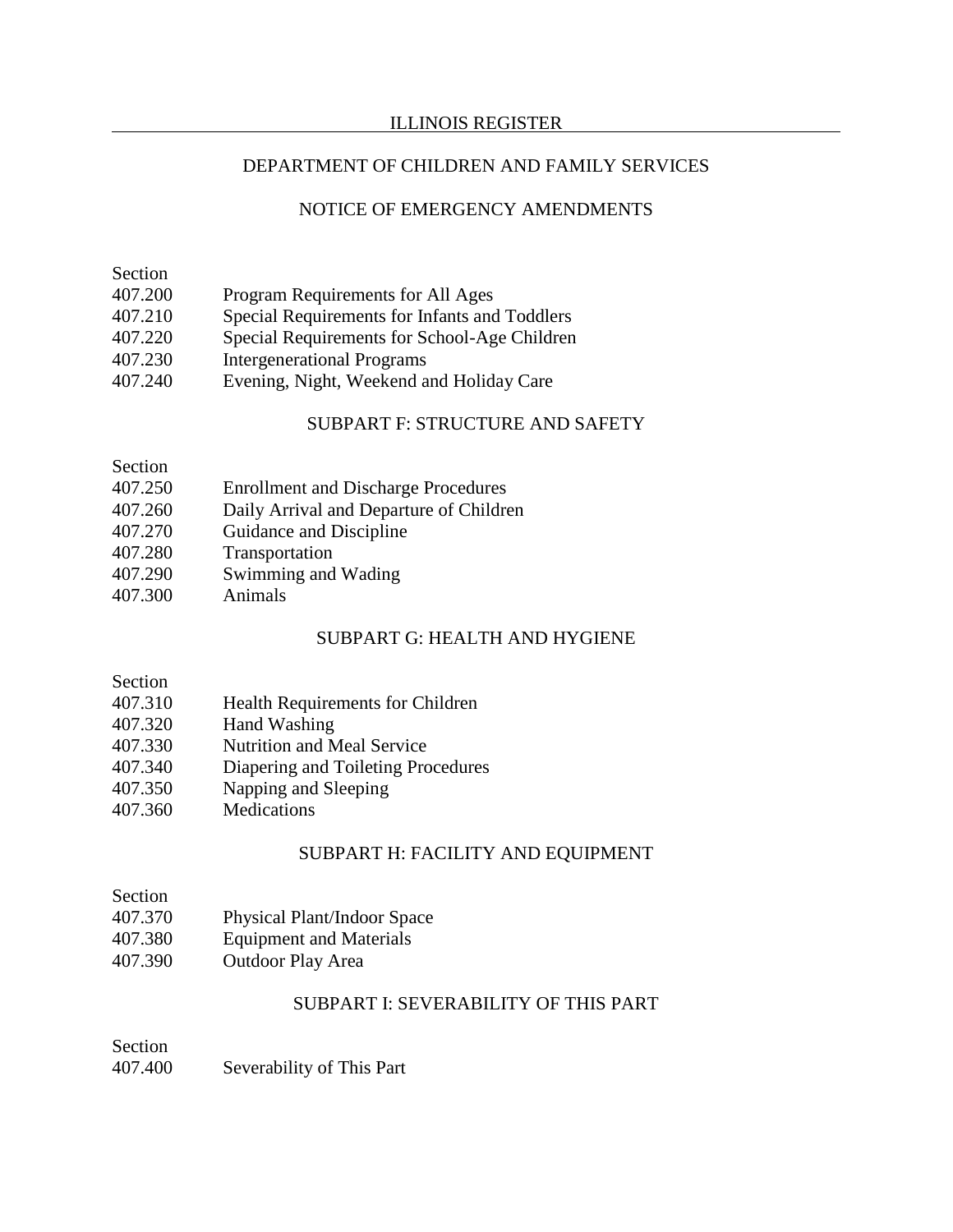Section
407.200 Program Requirements for All Ages
407.210 Special Requirements for Infants and Toddlers
407.220 Special Requirements for School-Age Children
407.230 Intergenerational Programs
407.240 Evening, Night, Weekend and Holiday Care

## SUBPART F: STRUCTURE AND SAFETY

Section
407.250 Enrollment and Discharge Procedures
407.260 Daily Arrival and Departure of Children
407.270 Guidance and Discipline
407.280 Transportation
407.290 Swimming and Wading
407.300 Animals

## SUBPART G: HEALTH AND HYGIENE

Section
407.310 Health Requirements for Children
407.320 Hand Washing
407.330 Nutrition and Meal Service
407.340 Diapering and Toileting Procedures
407.350 Napping and Sleeping
407.360 Medications

## SUBPART H: FACILITY AND EQUIPMENT

Section
407.370 Physical Plant/Indoor Space
407.380 Equipment and Materials
407.390 Outdoor Play Area

## SUBPART I: SEVERABILITY OF THIS PART

Section
407.400 Severability of This Part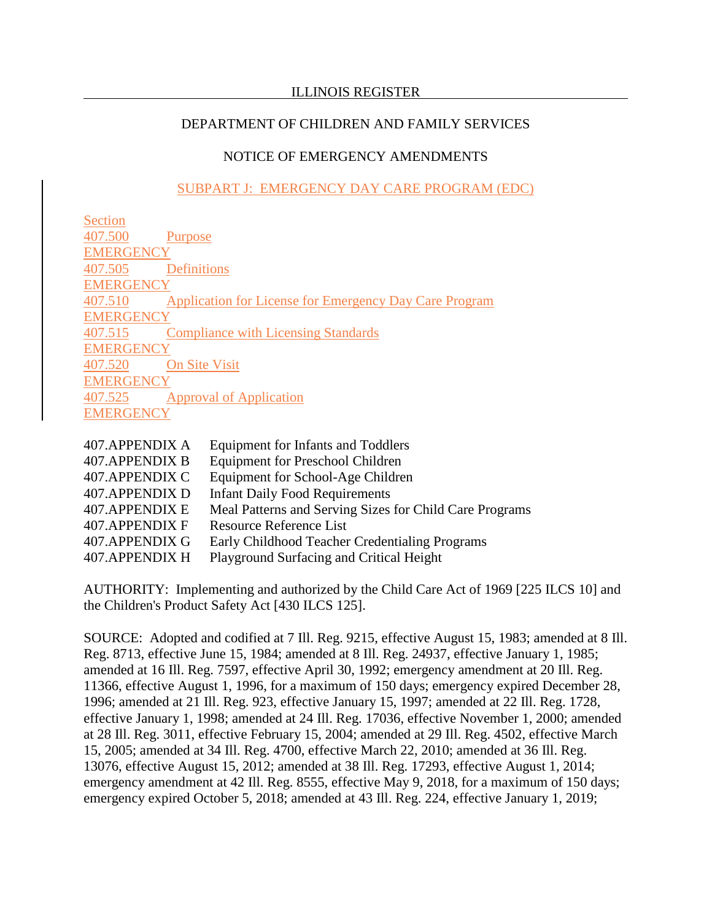DEPARTMENT OF CHILDREN AND FAMILY SERVICES

NOTICE OF EMERGENCY AMENDMENTS

SUBPART J: EMERGENCY DAY CARE PROGRAM (EDC)

Section
407.500 Purpose
EMERGENCY
407.505 Definitions
EMERGENCY
407.510 Application for License for Emergency Day Care Program
EMERGENCY
407.515 Compliance with Licensing Standards
EMERGENCY
407.520 On Site Visit
EMERGENCY
407.525 Approval of Application
EMERGENCY

407.APPENDIX A Equipment for Infants and Toddlers
407.APPENDIX B Equipment for Preschool Children
407.APPENDIX C Equipment for School-Age Children
407.APPENDIX D Infant Daily Food Requirements
407.APPENDIX E Meal Patterns and Serving Sizes for Child Care Programs
407.APPENDIX F Resource Reference List
407.APPENDIX G Early Childhood Teacher Credentialing Programs
407.APPENDIX H Playground Surfacing and Critical Height

AUTHORITY: Implementing and authorized by the Child Care Act of 1969 [225 ILCS 10] and the Children's Product Safety Act [430 ILCS 125].

SOURCE: Adopted and codified at 7 Ill. Reg. 9215, effective August 15, 1983; amended at 8 Ill. Reg. 8713, effective June 15, 1984; amended at 8 Ill. Reg. 24937, effective January 1, 1985; amended at 16 Ill. Reg. 7597, effective April 30, 1992; emergency amendment at 20 Ill. Reg. 11366, effective August 1, 1996, for a maximum of 150 days; emergency expired December 28, 1996; amended at 21 Ill. Reg. 923, effective January 15, 1997; amended at 22 Ill. Reg. 1728, effective January 1, 1998; amended at 24 Ill. Reg. 17036, effective November 1, 2000; amended at 28 Ill. Reg. 3011, effective February 15, 2004; amended at 29 Ill. Reg. 4502, effective March 15, 2005; amended at 34 Ill. Reg. 4700, effective March 22, 2010; amended at 36 Ill. Reg. 13076, effective August 15, 2012; amended at 38 Ill. Reg. 17293, effective August 1, 2014; emergency amendment at 42 Ill. Reg. 8555, effective May 9, 2018, for a maximum of 150 days; emergency expired October 5, 2018; amended at 43 Ill. Reg. 224, effective January 1, 2019;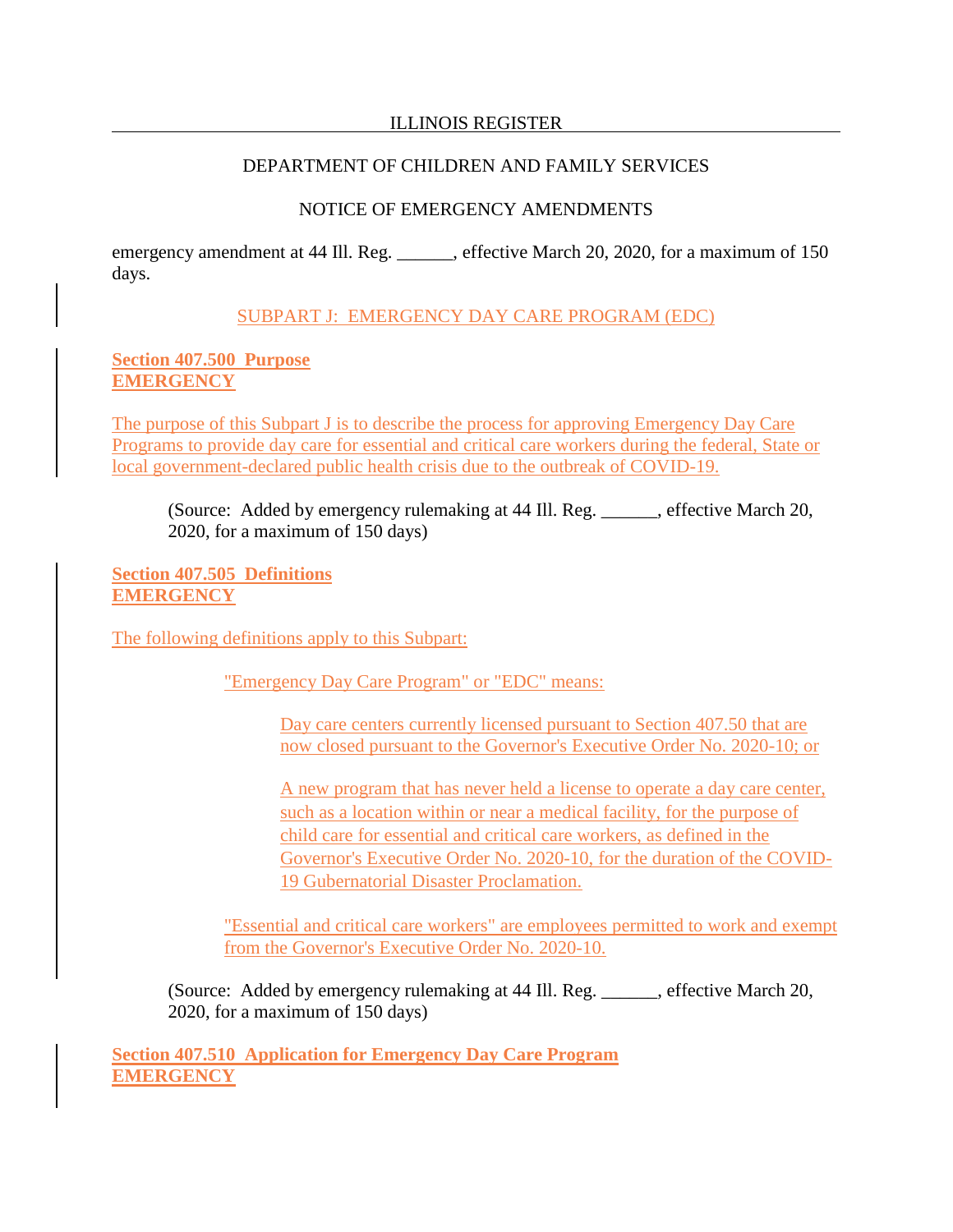emergency amendment at 44 Ill. Reg. ______, effective March 20, 2020, for a maximum of 150 days.

SUBPART J: EMERGENCY DAY CARE PROGRAM (EDC)

**Section 407.500 Purpose**
**EMERGENCY**

The purpose of this Subpart J is to describe the process for approving Emergency Day Care Programs to provide day care for essential and critical care workers during the federal, State or local government-declared public health crisis due to the outbreak of COVID-19.

(Source: Added by emergency rulemaking at 44 Ill. Reg. ______, effective March 20, 2020, for a maximum of 150 days)

**Section 407.505 Definitions**
**EMERGENCY**

The following definitions apply to this Subpart:

"Emergency Day Care Program" or "EDC" means:

Day care centers currently licensed pursuant to Section 407.50 that are now closed pursuant to the Governor's Executive Order No. 2020-10; or

A new program that has never held a license to operate a day care center, such as a location within or near a medical facility, for the purpose of child care for essential and critical care workers, as defined in the Governor's Executive Order No. 2020-10, for the duration of the COVID-19 Gubernatorial Disaster Proclamation.

"Essential and critical care workers" are employees permitted to work and exempt from the Governor's Executive Order No. 2020-10.

(Source: Added by emergency rulemaking at 44 Ill. Reg. ______, effective March 20, 2020, for a maximum of 150 days)

**Section 407.510 Application for Emergency Day Care Program**
**EMERGENCY**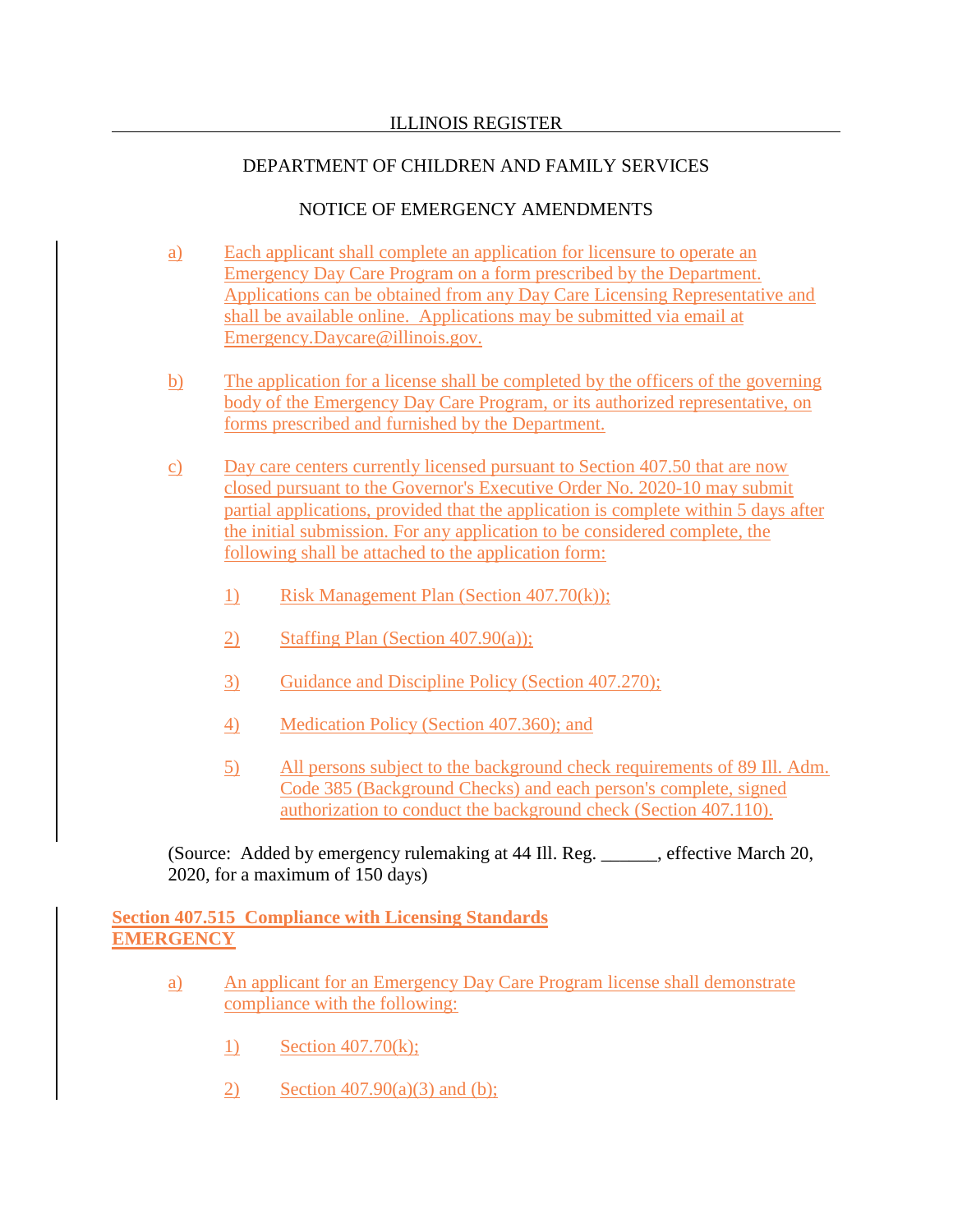DEPARTMENT OF CHILDREN AND FAMILY SERVICES

NOTICE OF EMERGENCY AMENDMENTS

a) Each applicant shall complete an application for licensure to operate an Emergency Day Care Program on a form prescribed by the Department. Applications can be obtained from any Day Care Licensing Representative and shall be available online. Applications may be submitted via email at Emergency.Daycare@illinois.gov.

b) The application for a license shall be completed by the officers of the governing body of the Emergency Day Care Program, or its authorized representative, on forms prescribed and furnished by the Department.

c) Day care centers currently licensed pursuant to Section 407.50 that are now closed pursuant to the Governor's Executive Order No. 2020-10 may submit partial applications, provided that the application is complete within 5 days after the initial submission. For any application to be considered complete, the following shall be attached to the application form:

1) Risk Management Plan (Section 407.70(k));

2) Staffing Plan (Section 407.90(a));

3) Guidance and Discipline Policy (Section 407.270);

4) Medication Policy (Section 407.360); and

5) All persons subject to the background check requirements of 89 Ill. Adm. Code 385 (Background Checks) and each person's complete, signed authorization to conduct the background check (Section 407.110).

(Source: Added by emergency rulemaking at 44 Ill. Reg. ______, effective March 20, 2020, for a maximum of 150 days)

**Section 407.515 Compliance with Licensing Standards EMERGENCY**

a) An applicant for an Emergency Day Care Program license shall demonstrate compliance with the following:

1) Section 407.70(k);

2) Section 407.90(a)(3) and (b);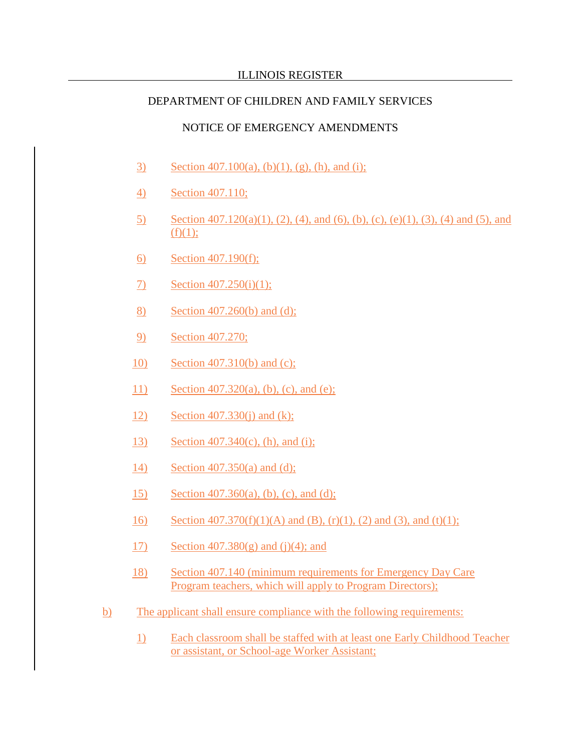3) Section 407.100(a), (b)(1), (g), (h), and (i);

4) Section 407.110;

5) Section 407.120(a)(1), (2), (4), and (6), (b), (c), (e)(1), (3), (4) and (5), and (f)(1);

6) Section 407.190(f);

7) Section 407.250(i)(1);

8) Section 407.260(b) and (d);

9) Section 407.270;

10) Section 407.310(b) and (c);

11) Section 407.320(a), (b), (c), and (e);

12) Section 407.330(j) and (k);

13) Section 407.340(c), (h), and (i);

14) Section 407.350(a) and (d);

15) Section 407.360(a), (b), (c), and (d);

16) Section 407.370(f)(1)(A) and (B), (r)(1), (2) and (3), and (t)(1);

17) Section 407.380(g) and (j)(4); and

18) Section 407.140 (minimum requirements for Emergency Day Care Program teachers, which will apply to Program Directors);

b) The applicant shall ensure compliance with the following requirements:

1) Each classroom shall be staffed with at least one Early Childhood Teacher or assistant, or School-age Worker Assistant;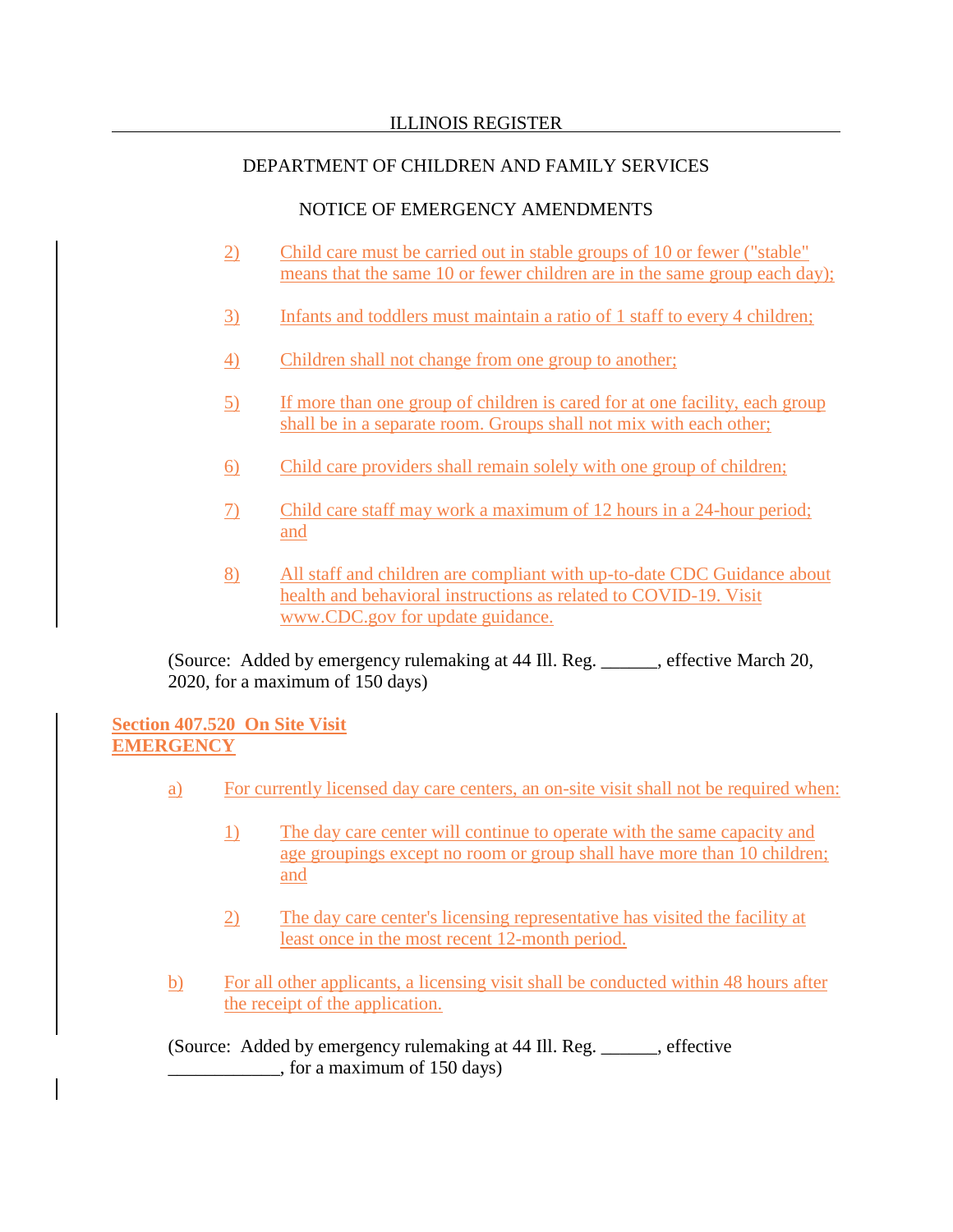2) Child care must be carried out in stable groups of 10 or fewer ("stable" means that the same 10 or fewer children are in the same group each day);

3) Infants and toddlers must maintain a ratio of 1 staff to every 4 children;

4) Children shall not change from one group to another;

5) If more than one group of children is cared for at one facility, each group shall be in a separate room. Groups shall not mix with each other;

6) Child care providers shall remain solely with one group of children;

7) Child care staff may work a maximum of 12 hours in a 24-hour period; and

8) All staff and children are compliant with up-to-date CDC Guidance about health and behavioral instructions as related to COVID-19. Visit www.CDC.gov for update guidance.

(Source: Added by emergency rulemaking at 44 Ill. Reg. ______, effective March 20, 2020, for a maximum of 150 days)

**Section 407.520 On Site Visit EMERGENCY**

a) For currently licensed day care centers, an on-site visit shall not be required when:

1) The day care center will continue to operate with the same capacity and age groupings except no room or group shall have more than 10 children; and

2) The day care center's licensing representative has visited the facility at least once in the most recent 12-month period.

b) For all other applicants, a licensing visit shall be conducted within 48 hours after the receipt of the application.

(Source: Added by emergency rulemaking at 44 Ill. Reg. ______, effective ____________, for a maximum of 150 days)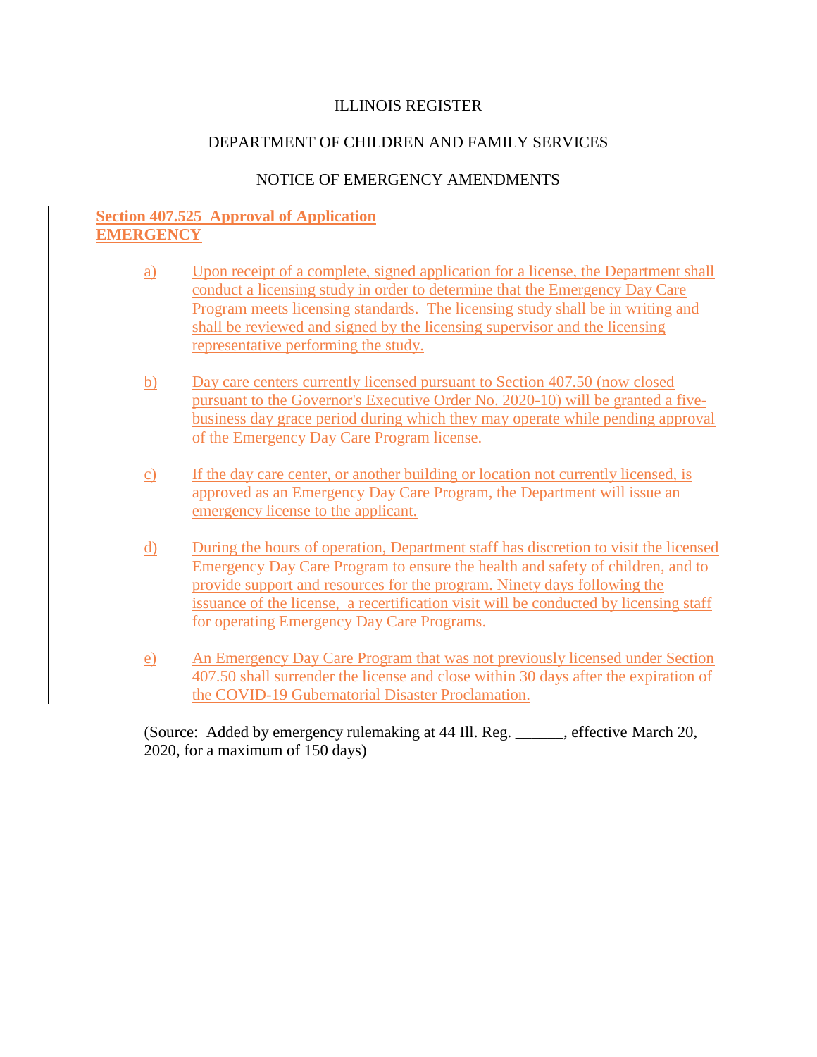DEPARTMENT OF CHILDREN AND FAMILY SERVICES

NOTICE OF EMERGENCY AMENDMENTS

**Section 407.525 Approval of Application**
**EMERGENCY**

a) Upon receipt of a complete, signed application for a license, the Department shall conduct a licensing study in order to determine that the Emergency Day Care Program meets licensing standards. The licensing study shall be in writing and shall be reviewed and signed by the licensing supervisor and the licensing representative performing the study.

b) Day care centers currently licensed pursuant to Section 407.50 (now closed pursuant to the Governor's Executive Order No. 2020-10) will be granted a five-business day grace period during which they may operate while pending approval of the Emergency Day Care Program license.

c) If the day care center, or another building or location not currently licensed, is approved as an Emergency Day Care Program, the Department will issue an emergency license to the applicant.

d) During the hours of operation, Department staff has discretion to visit the licensed Emergency Day Care Program to ensure the health and safety of children, and to provide support and resources for the program. Ninety days following the issuance of the license, a recertification visit will be conducted by licensing staff for operating Emergency Day Care Programs.

e) An Emergency Day Care Program that was not previously licensed under Section 407.50 shall surrender the license and close within 30 days after the expiration of the COVID-19 Gubernatorial Disaster Proclamation.

(Source: Added by emergency rulemaking at 44 Ill. Reg. ______, effective March 20, 2020, for a maximum of 150 days)